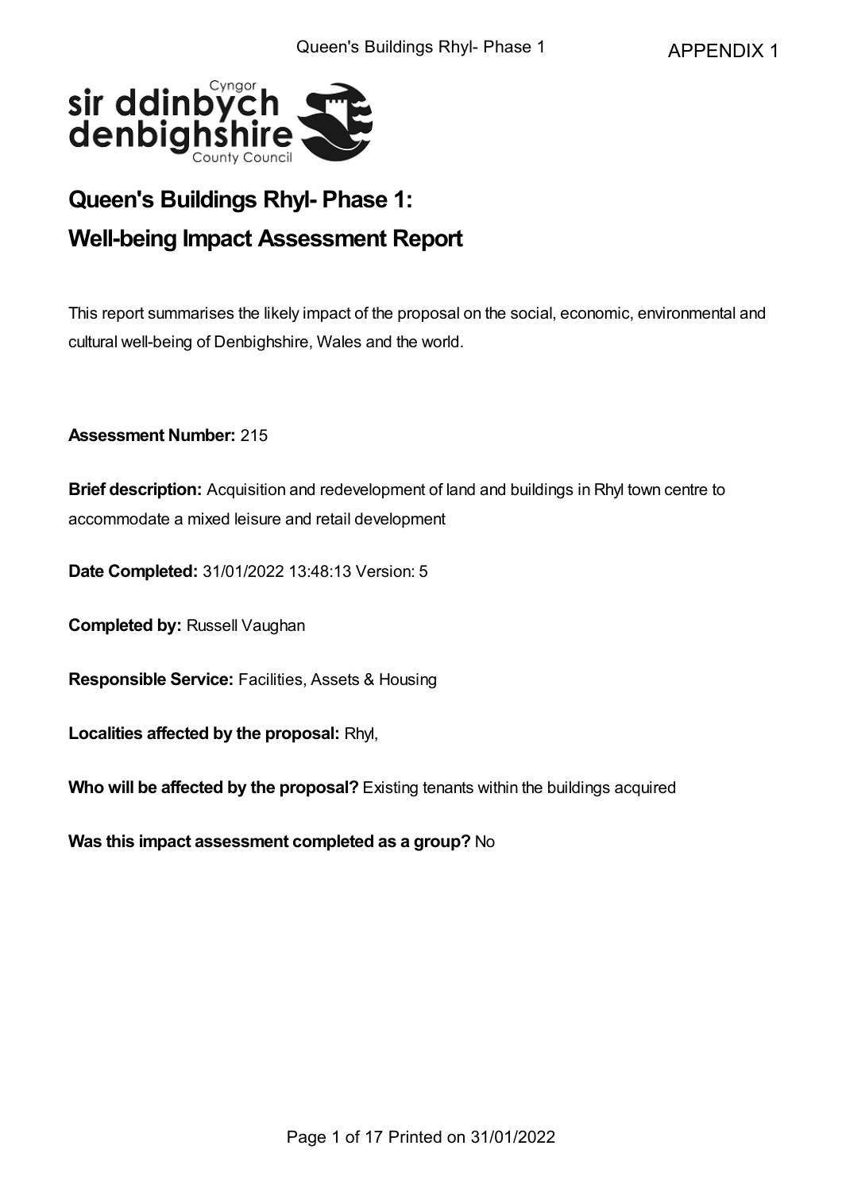APPENDIX 1

# Queen's Buildings Rhyl- Phase 1:

# Well-being Impact Assessment Report

This report summarises the likely impact of the proposal on the social, economic, environmental and cultural well-being of Denbighshire, Wales and the world.

**Assessment Number:** 215

**Brief description:** Acquisition and redevelopment of land and buildings in Rhyl town centre to accommodate a mixed leisure and retail development

**Date Completed:** 31/01/2022 13:48:13 Version: 5

**Completed by:** Russell Vaughan

**Responsible Service:** Facilities, Assets & Housing

**Localities affected by the proposal:** Rhyl,

**Who will be affected by the proposal?** Existing tenants within the buildings acquired

**Was this impact assessment completed as a group?** No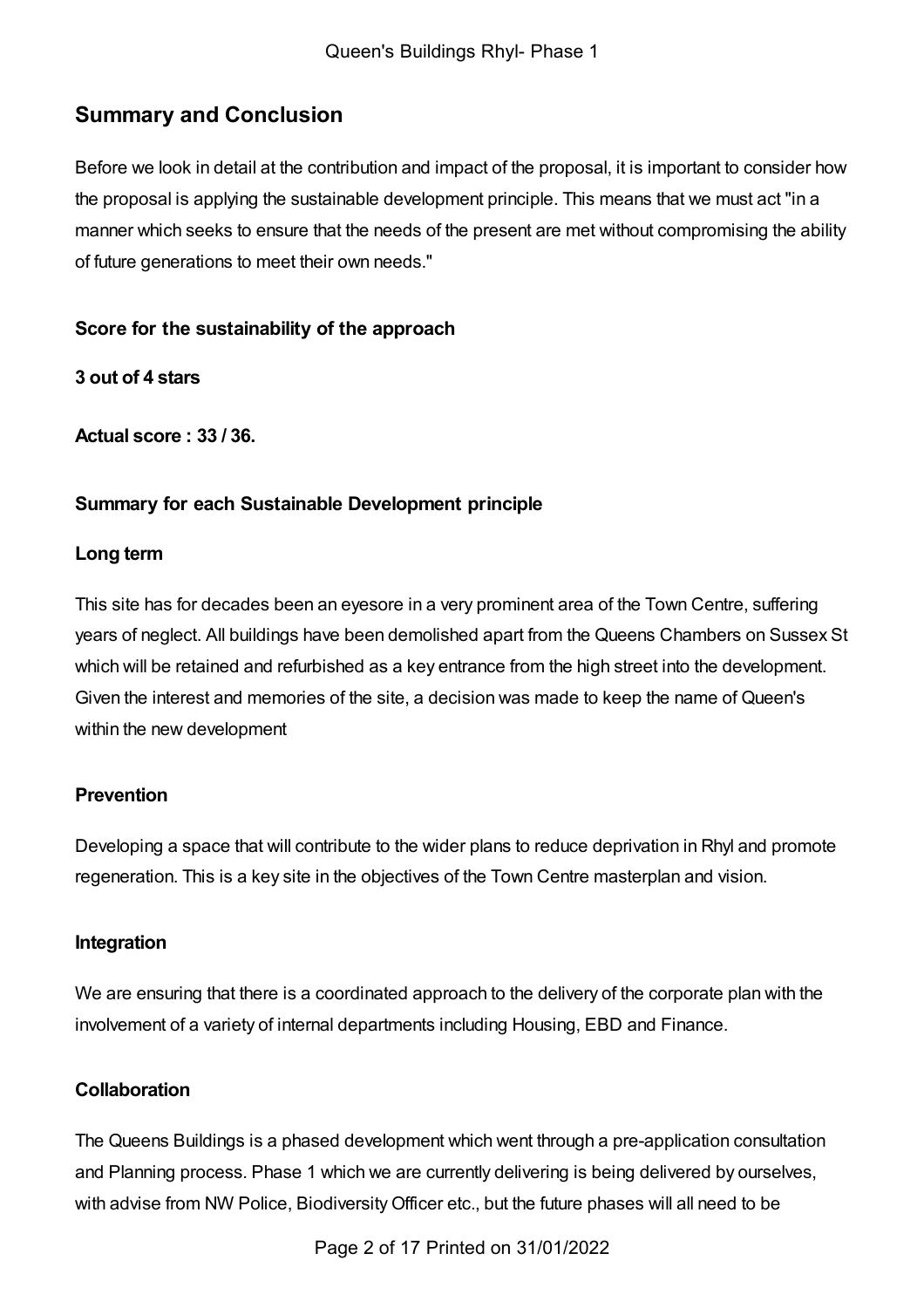## Summary and Conclusion

Before we look in detail at the contribution and impact of the proposal, it is important to consider how the proposal is applying the sustainable development principle. This means that we must act "in a manner which seeks to ensure that the needs of the present are met without compromising the ability of future generations to meet their own needs."

### Score for the sustainability of the approach

**3 out of 4 stars**

**Actual score : 33 / 36.**

### Summary for each Sustainable Development principle

#### Long term

This site has for decades been an eyesore in a very prominent area of the Town Centre, suffering years of neglect. All buildings have been demolished apart from the Queens Chambers on Sussex St which will be retained and refurbished as a key entrance from the high street into the development. Given the interest and memories of the site, a decision was made to keep the name of Queen's within the new development

#### Prevention

Developing a space that will contribute to the wider plans to reduce deprivation in Rhyl and promote regeneration. This is a key site in the objectives of the Town Centre masterplan and vision.

#### Integration

We are ensuring that there is a coordinated approach to the delivery of the corporate plan with the involvement of a variety of internal departments including Housing, EBD and Finance.

#### Collaboration

The Queens Buildings is a phased development which went through a pre-application consultation and Planning process. Phase 1 which we are currently delivering is being delivered by ourselves, with advise from NW Police, Biodiversity Officer etc., but the future phases will all need to be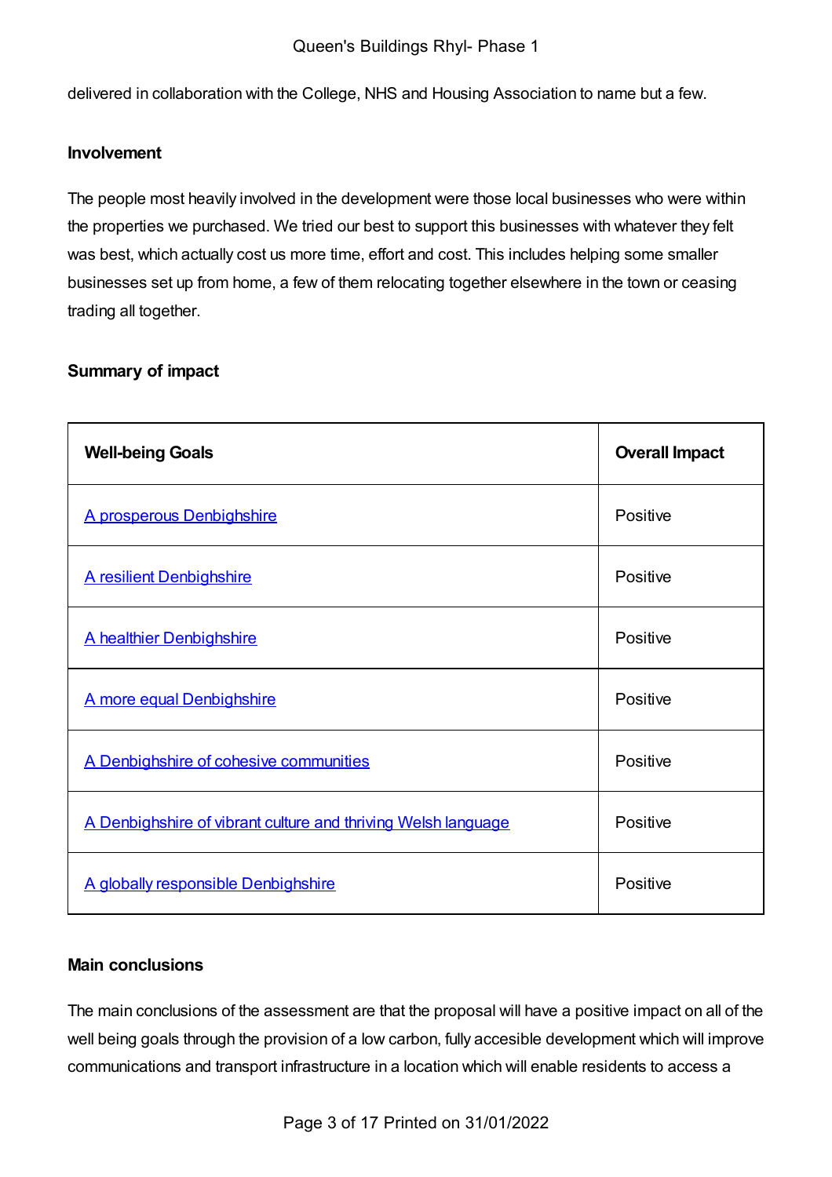delivered in collaboration with the College, NHS and Housing Association to name but a few.

### Involvement

The people most heavily involved in the development were those local businesses who were within the properties we purchased. We tried our best to support this businesses with whatever they felt was best, which actually cost us more time, effort and cost. This includes helping some smaller businesses set up from home, a few of them relocating together elsewhere in the town or ceasing trading all together.

### Summary of impact

| Well-being Goals | Overall Impact |
| --- | --- |
| A prosperous Denbighshire | Positive |
| A resilient Denbighshire | Positive |
| A healthier Denbighshire | Positive |
| A more equal Denbighshire | Positive |
| A Denbighshire of cohesive communities | Positive |
| A Denbighshire of vibrant culture and thriving Welsh language | Positive |
| A globally responsible Denbighshire | Positive |

### Main conclusions

The main conclusions of the assessment are that the proposal will have a positive impact on all of the well being goals through the provision of a low carbon, fully accesible development which will improve communications and transport infrastructure in a location which will enable residents to access a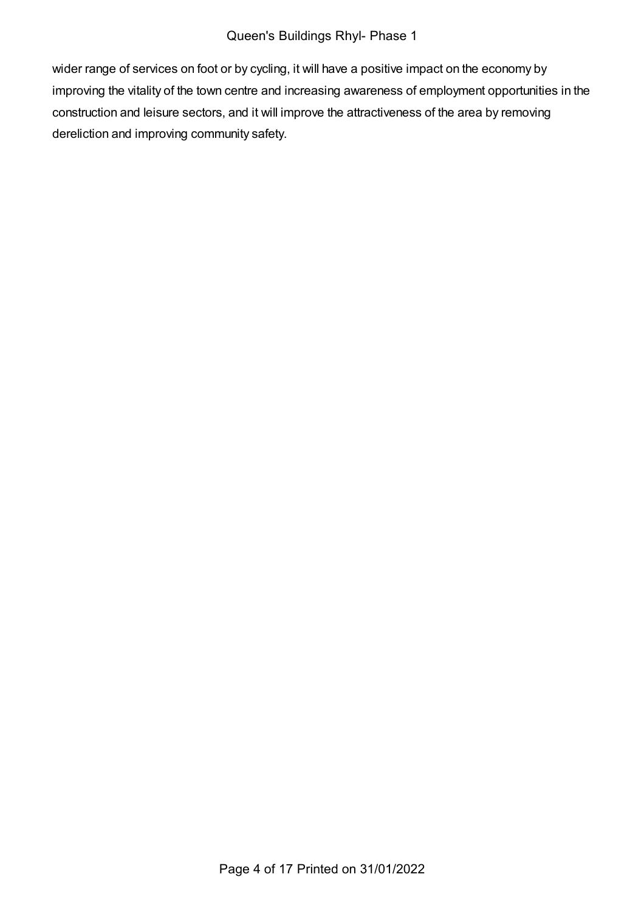wider range of services on foot or by cycling, it will have a positive impact on the economy by improving the vitality of the town centre and increasing awareness of employment opportunities in the construction and leisure sectors, and it will improve the attractiveness of the area by removing dereliction and improving community safety.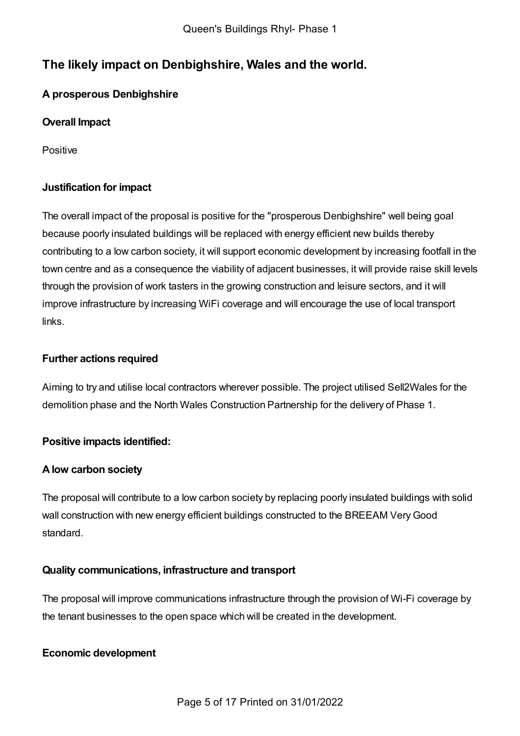## The likely impact on Denbighshire, Wales and the world.

### A prosperous Denbighshire

#### Overall Impact

Positive

#### Justification for impact

The overall impact of the proposal is positive for the "prosperous Denbighshire" well being goal because poorly insulated buildings will be replaced with energy efficient new builds thereby contributing to a low carbon society, it will support economic development by increasing footfall in the town centre and as a consequence the viability of adjacent businesses, it will provide raise skill levels through the provision of work tasters in the growing construction and leisure sectors, and it will improve infrastructure by increasing WiFi coverage and will encourage the use of local transport links.

#### Further actions required

Aiming to try and utilise local contractors wherever possible. The project utilised Sell2Wales for the demolition phase and the North Wales Construction Partnership for the delivery of Phase 1.

#### Positive impacts identified:

#### A low carbon society

The proposal will contribute to a low carbon society by replacing poorly insulated buildings with solid wall construction with new energy efficient buildings constructed to the BREEAM Very Good standard.

#### Quality communications, infrastructure and transport

The proposal will improve communications infrastructure through the provision of Wi-Fi coverage by the tenant businesses to the open space which will be created in the development.

#### Economic development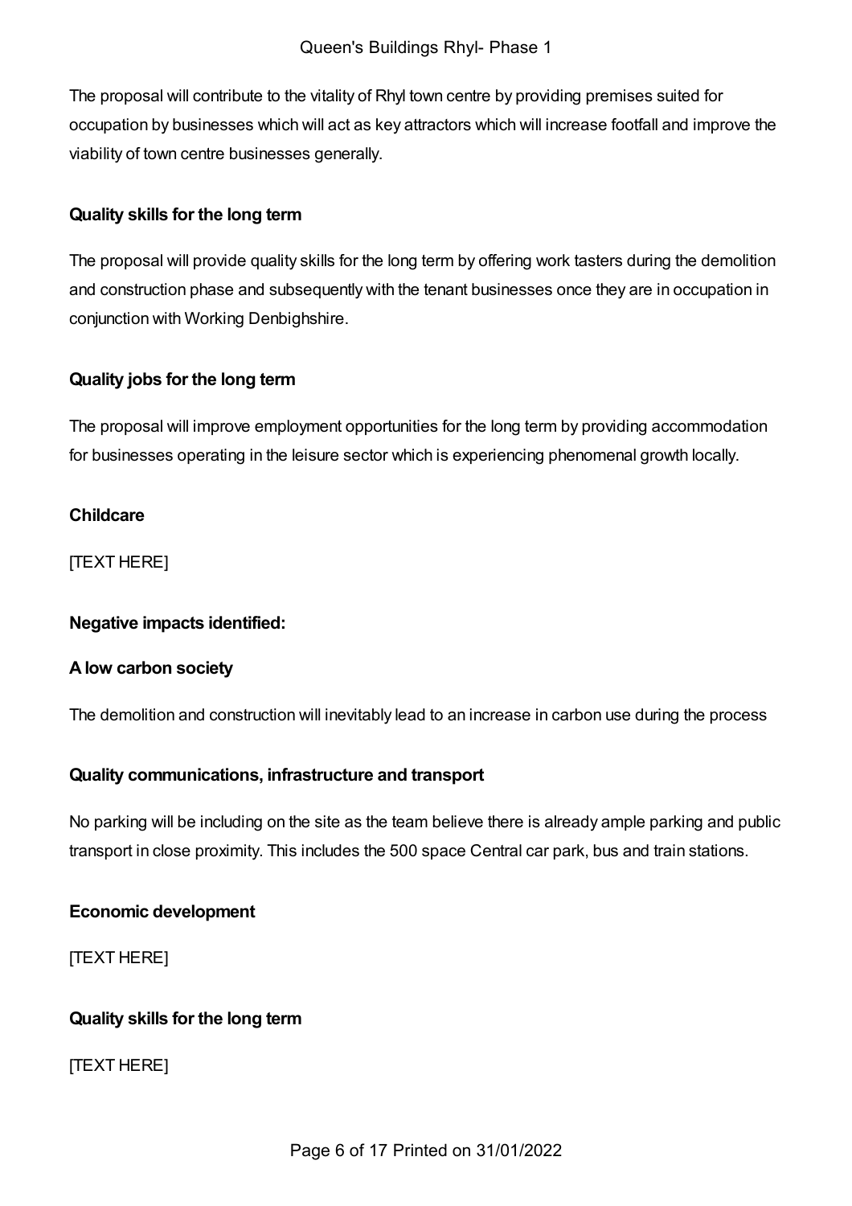The proposal will contribute to the vitality of Rhyl town centre by providing premises suited for occupation by businesses which will act as key attractors which will increase footfall and improve the viability of town centre businesses generally.

**Quality skills for the long term**

The proposal will provide quality skills for the long term by offering work tasters during the demolition and construction phase and subsequently with the tenant businesses once they are in occupation in conjunction with Working Denbighshire.

**Quality jobs for the long term**

The proposal will improve employment opportunities for the long term by providing accommodation for businesses operating in the leisure sector which is experiencing phenomenal growth locally.

**Childcare**

[TEXT HERE]

**Negative impacts identified:**

**A low carbon society**

The demolition and construction will inevitably lead to an increase in carbon use during the process

**Quality communications, infrastructure and transport**

No parking will be including on the site as the team believe there is already ample parking and public transport in close proximity. This includes the 500 space Central car park, bus and train stations.

**Economic development**

[TEXT HERE]

**Quality skills for the long term**

[TEXT HERE]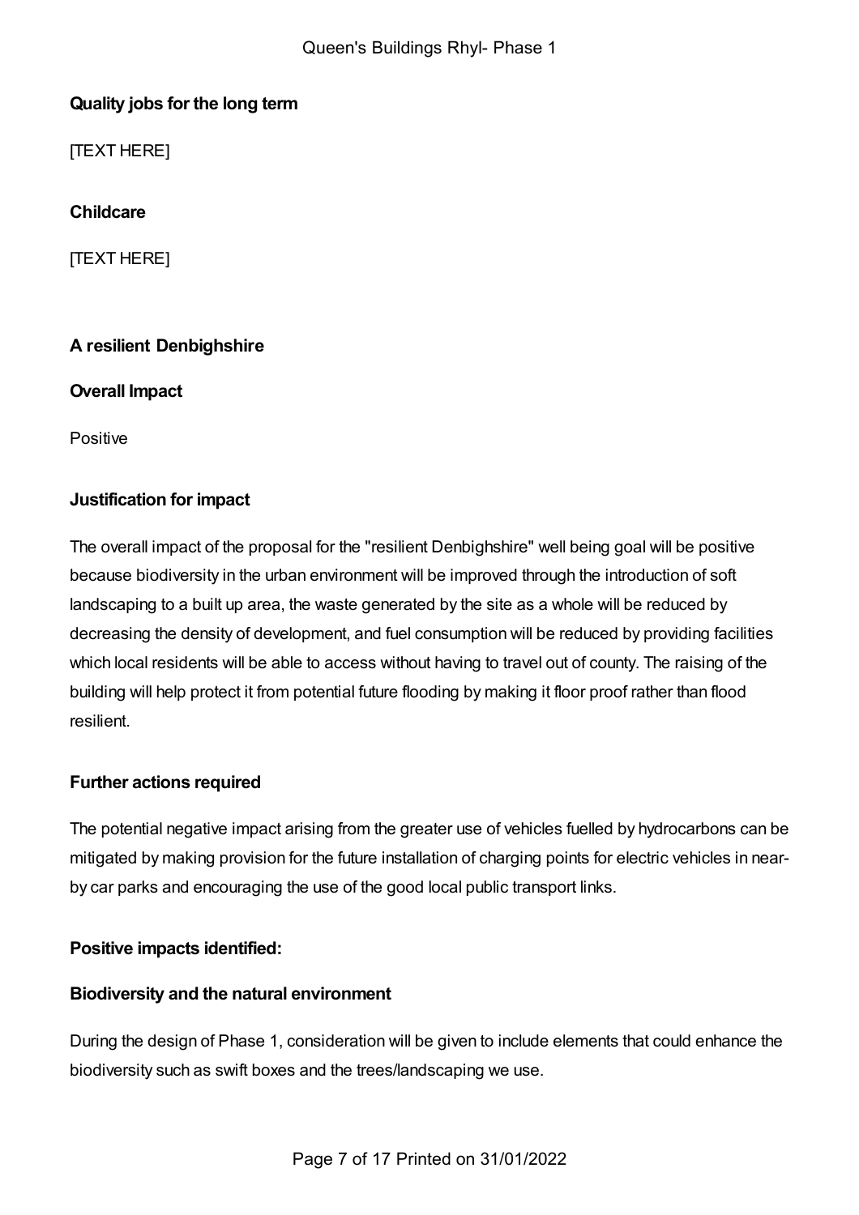**Quality jobs for the long term**

[TEXT HERE]

**Childcare**

[TEXT HERE]

## A resilient Denbighshire

**Overall Impact**

Positive

**Justification for impact**

The overall impact of the proposal for the "resilient Denbighshire" well being goal will be positive because biodiversity in the urban environment will be improved through the introduction of soft landscaping to a built up area, the waste generated by the site as a whole will be reduced by decreasing the density of development, and fuel consumption will be reduced by providing facilities which local residents will be able to access without having to travel out of county. The raising of the building will help protect it from potential future flooding by making it floor proof rather than flood resilient.

**Further actions required**

The potential negative impact arising from the greater use of vehicles fuelled by hydrocarbons can be mitigated by making provision for the future installation of charging points for electric vehicles in near-by car parks and encouraging the use of the good local public transport links.

**Positive impacts identified:**

**Biodiversity and the natural environment**

During the design of Phase 1, consideration will be given to include elements that could enhance the biodiversity such as swift boxes and the trees/landscaping we use.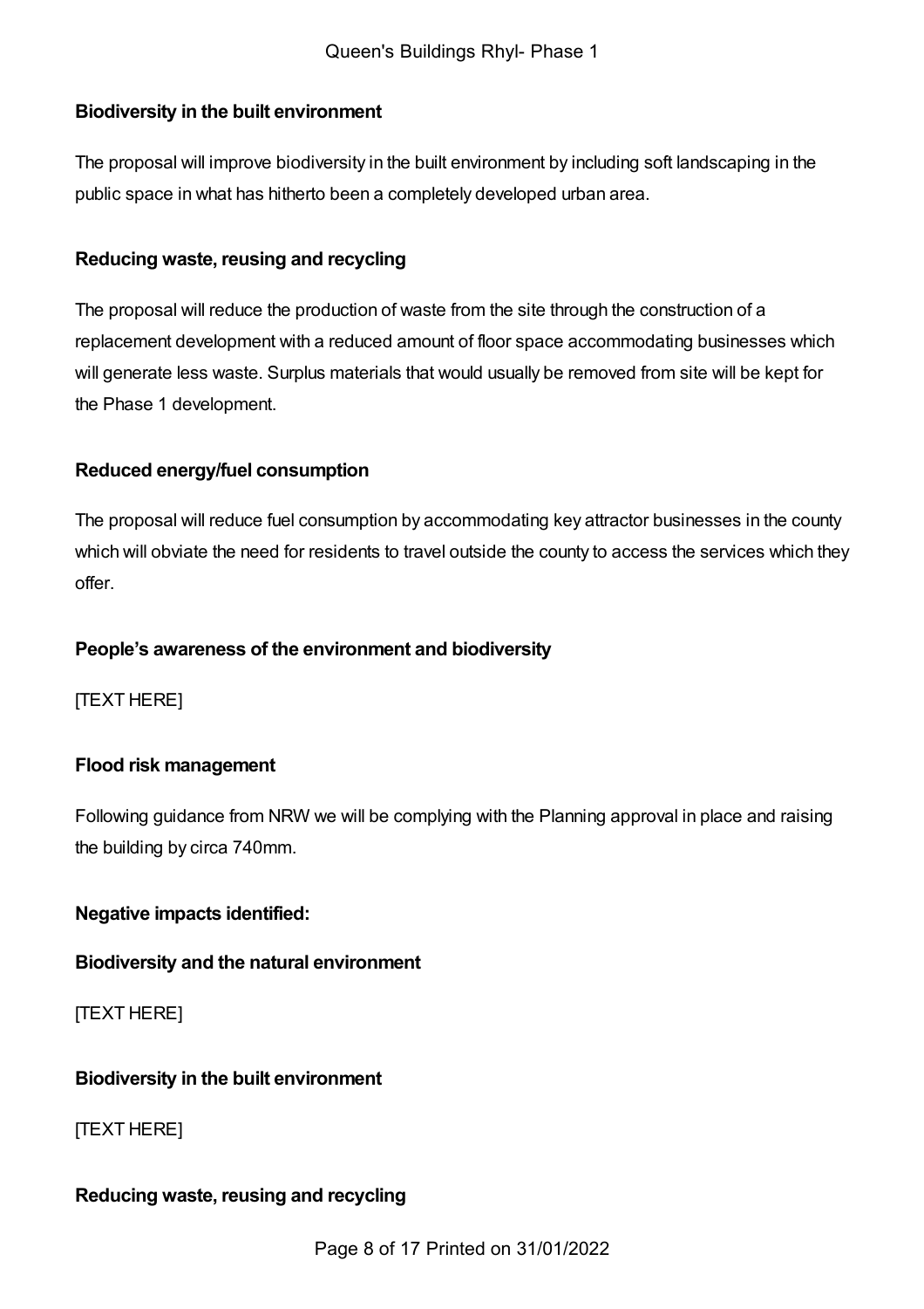**Biodiversity in the built environment**

The proposal will improve biodiversity in the built environment by including soft landscaping in the public space in what has hitherto been a completely developed urban area.

**Reducing waste, reusing and recycling**

The proposal will reduce the production of waste from the site through the construction of a replacement development with a reduced amount of floor space accommodating businesses which will generate less waste. Surplus materials that would usually be removed from site will be kept for the Phase 1 development.

**Reduced energy/fuel consumption**

The proposal will reduce fuel consumption by accommodating key attractor businesses in the county which will obviate the need for residents to travel outside the county to access the services which they offer.

**People's awareness of the environment and biodiversity**

[TEXT HERE]

**Flood risk management**

Following guidance from NRW we will be complying with the Planning approval in place and raising the building by circa 740mm.

**Negative impacts identified:**

**Biodiversity and the natural environment**

[TEXT HERE]

**Biodiversity in the built environment**

[TEXT HERE]

**Reducing waste, reusing and recycling**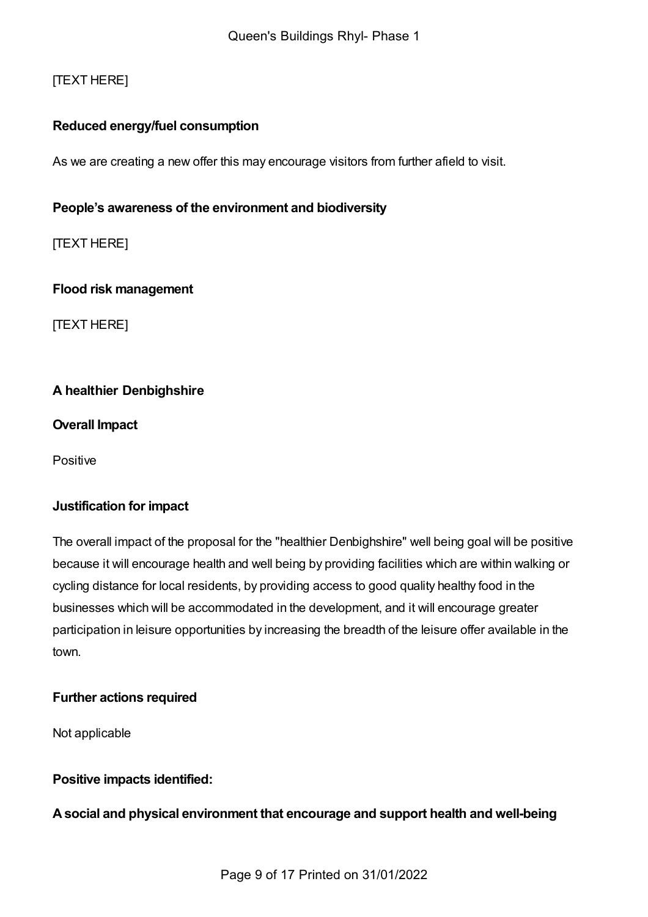[TEXT HERE]

**Reduced energy/fuel consumption**

As we are creating a new offer this may encourage visitors from further afield to visit.

**People's awareness of the environment and biodiversity**

[TEXT HERE]

**Flood risk management**

[TEXT HERE]

**A healthier Denbighshire**

**Overall Impact**

Positive

**Justification for impact**

The overall impact of the proposal for the "healthier Denbighshire" well being goal will be positive because it will encourage health and well being by providing facilities which are within walking or cycling distance for local residents, by providing access to good quality healthy food in the businesses which will be accommodated in the development, and it will encourage greater participation in leisure opportunities by increasing the breadth of the leisure offer available in the town.

**Further actions required**

Not applicable

**Positive impacts identified:**

**A social and physical environment that encourage and support health and well-being**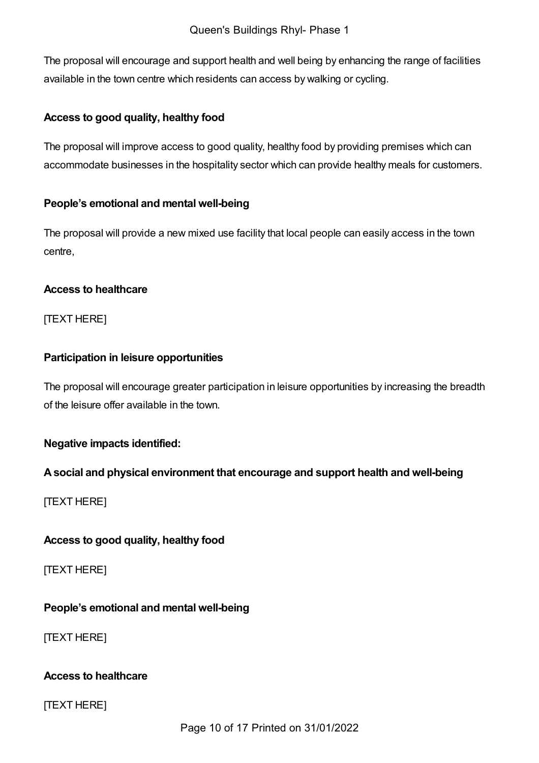The proposal will encourage and support health and well being by enhancing the range of facilities available in the town centre which residents can access by walking or cycling.

**Access to good quality, healthy food**

The proposal will improve access to good quality, healthy food by providing premises which can accommodate businesses in the hospitality sector which can provide healthy meals for customers.

**People's emotional and mental well-being**

The proposal will provide a new mixed use facility that local people can easily access in the town centre,

**Access to healthcare**

[TEXT HERE]

**Participation in leisure opportunities**

The proposal will encourage greater participation in leisure opportunities by increasing the breadth of the leisure offer available in the town.

**Negative impacts identified:**

**A social and physical environment that encourage and support health and well-being**

[TEXT HERE]

**Access to good quality, healthy food**

[TEXT HERE]

**People's emotional and mental well-being**

[TEXT HERE]

**Access to healthcare**

[TEXT HERE]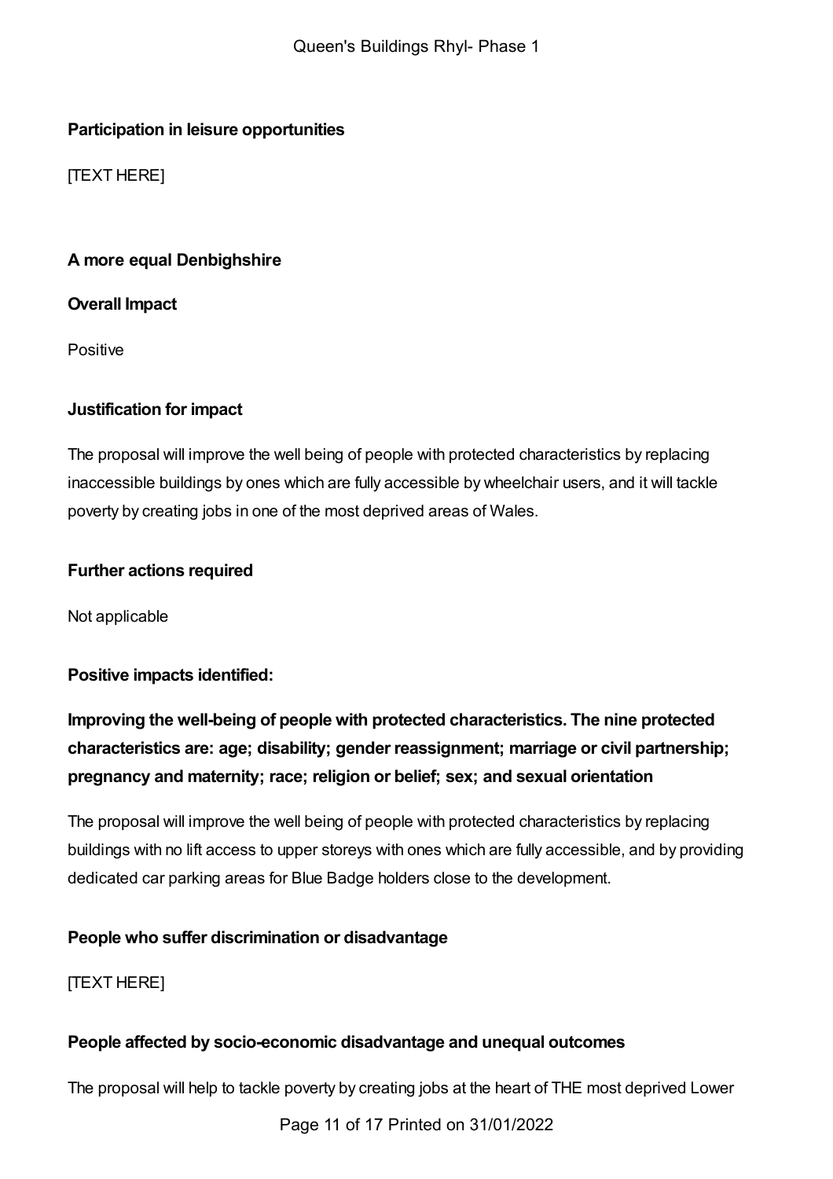**Participation in leisure opportunities**

[TEXT HERE]

**A more equal Denbighshire**

**Overall Impact**

Positive

**Justification for impact**

The proposal will improve the well being of people with protected characteristics by replacing inaccessible buildings by ones which are fully accessible by wheelchair users, and it will tackle poverty by creating jobs in one of the most deprived areas of Wales.

**Further actions required**

Not applicable

**Positive impacts identified:**

**Improving the well-being of people with protected characteristics. The nine protected characteristics are: age; disability; gender reassignment; marriage or civil partnership; pregnancy and maternity; race; religion or belief; sex; and sexual orientation**

The proposal will improve the well being of people with protected characteristics by replacing buildings with no lift access to upper storeys with ones which are fully accessible, and by providing dedicated car parking areas for Blue Badge holders close to the development.

**People who suffer discrimination or disadvantage**

[TEXT HERE]

**People affected by socio-economic disadvantage and unequal outcomes**

The proposal will help to tackle poverty by creating jobs at the heart of THE most deprived Lower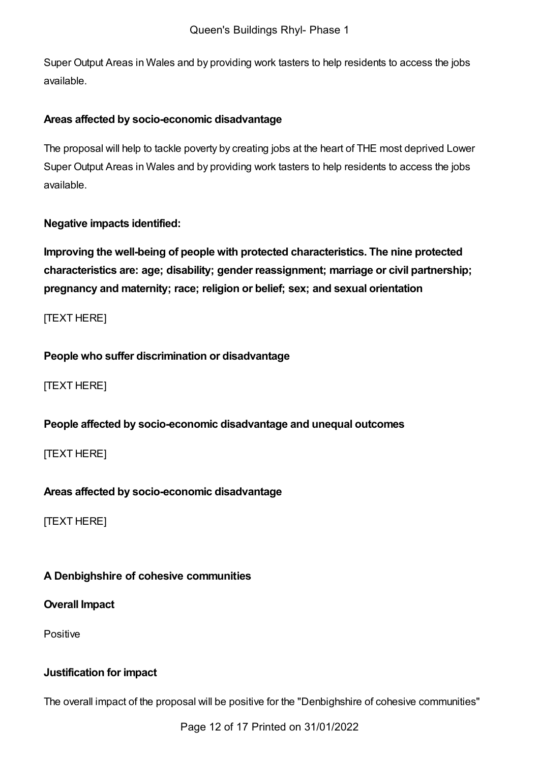Super Output Areas in Wales and by providing work tasters to help residents to access the jobs available.

**Areas affected by socio-economic disadvantage**

The proposal will help to tackle poverty by creating jobs at the heart of THE most deprived Lower Super Output Areas in Wales and by providing work tasters to help residents to access the jobs available.

**Negative impacts identified:**

**Improving the well-being of people with protected characteristics. The nine protected characteristics are: age; disability; gender reassignment; marriage or civil partnership; pregnancy and maternity; race; religion or belief; sex; and sexual orientation**

[TEXT HERE]

**People who suffer discrimination or disadvantage**

[TEXT HERE]

**People affected by socio-economic disadvantage and unequal outcomes**

[TEXT HERE]

**Areas affected by socio-economic disadvantage**

[TEXT HERE]

### A Denbighshire of cohesive communities

**Overall Impact**

Positive

**Justification for impact**

The overall impact of the proposal will be positive for the "Denbighshire of cohesive communities"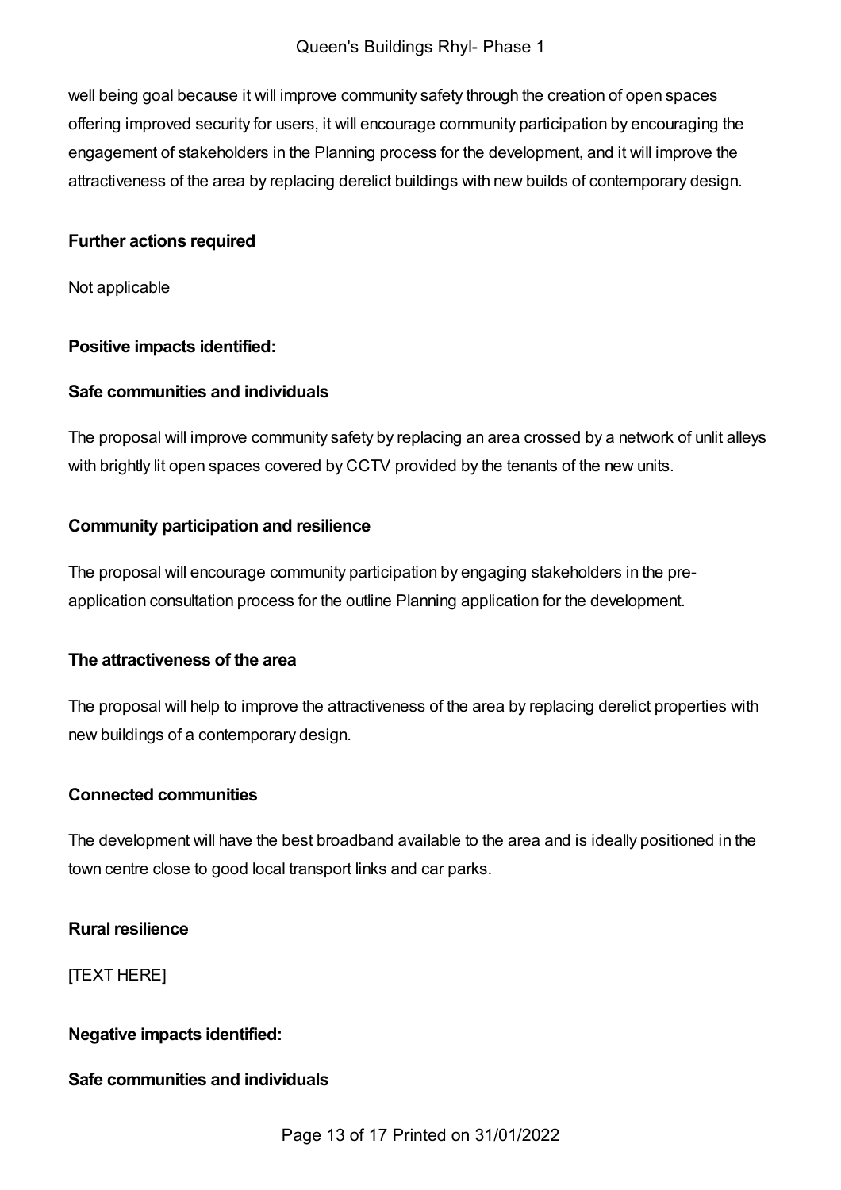well being goal because it will improve community safety through the creation of open spaces offering improved security for users, it will encourage community participation by encouraging the engagement of stakeholders in the Planning process for the development, and it will improve the attractiveness of the area by replacing derelict buildings with new builds of contemporary design.

**Further actions required**

Not applicable

**Positive impacts identified:**

**Safe communities and individuals**

The proposal will improve community safety by replacing an area crossed by a network of unlit alleys with brightly lit open spaces covered by CCTV provided by the tenants of the new units.

**Community participation and resilience**

The proposal will encourage community participation by engaging stakeholders in the pre-application consultation process for the outline Planning application for the development.

**The attractiveness of the area**

The proposal will help to improve the attractiveness of the area by replacing derelict properties with new buildings of a contemporary design.

**Connected communities**

The development will have the best broadband available to the area and is ideally positioned in the town centre close to good local transport links and car parks.

**Rural resilience**

[TEXT HERE]

**Negative impacts identified:**

**Safe communities and individuals**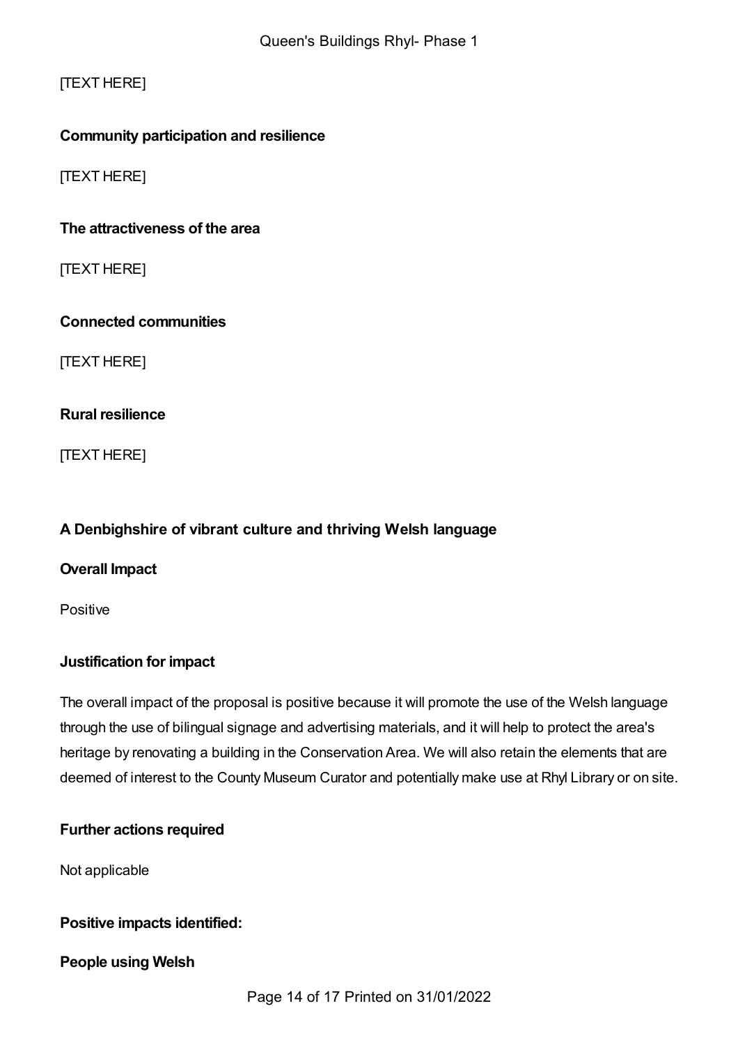[TEXT HERE]

**Community participation and resilience**

[TEXT HERE]

**The attractiveness of the area**

[TEXT HERE]

**Connected communities**

[TEXT HERE]

**Rural resilience**

[TEXT HERE]

## A Denbighshire of vibrant culture and thriving Welsh language

**Overall Impact**

Positive

**Justification for impact**

The overall impact of the proposal is positive because it will promote the use of the Welsh language through the use of bilingual signage and advertising materials, and it will help to protect the area's heritage by renovating a building in the Conservation Area. We will also retain the elements that are deemed of interest to the County Museum Curator and potentially make use at Rhyl Library or on site.

**Further actions required**

Not applicable

**Positive impacts identified:**

**People using Welsh**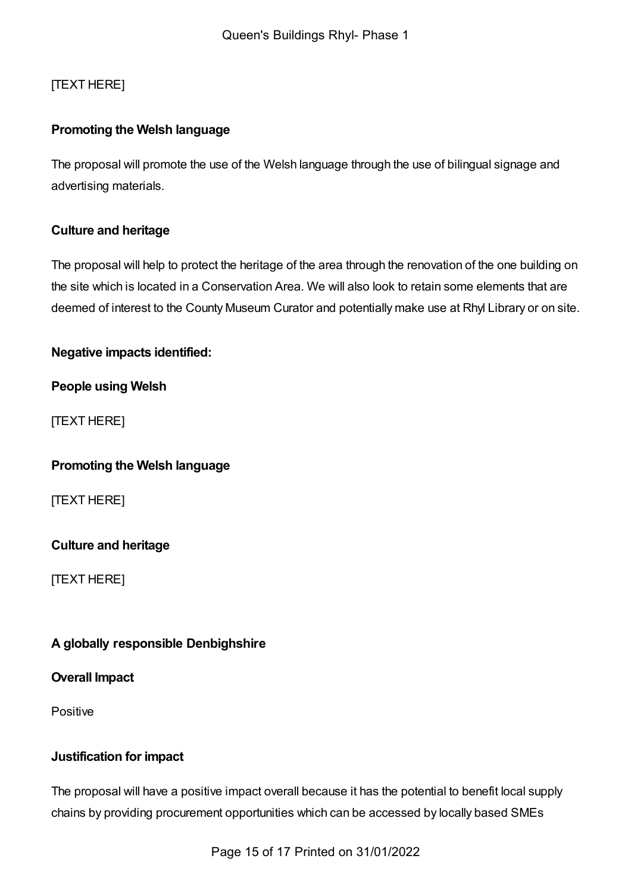[TEXT HERE]

**Promoting the Welsh language**

The proposal will promote the use of the Welsh language through the use of bilingual signage and advertising materials.

**Culture and heritage**

The proposal will help to protect the heritage of the area through the renovation of the one building on the site which is located in a Conservation Area. We will also look to retain some elements that are deemed of interest to the County Museum Curator and potentially make use at Rhyl Library or on site.

**Negative impacts identified:**

**People using Welsh**

[TEXT HERE]

**Promoting the Welsh language**

[TEXT HERE]

**Culture and heritage**

[TEXT HERE]

**A globally responsible Denbighshire**

**Overall Impact**

Positive

**Justification for impact**

The proposal will have a positive impact overall because it has the potential to benefit local supply chains by providing procurement opportunities which can be accessed by locally based SMEs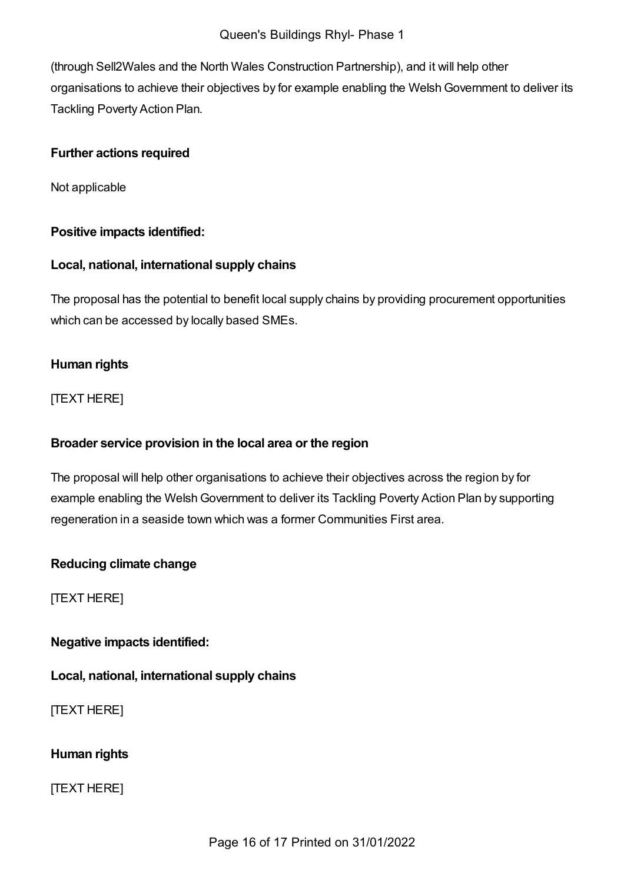(through Sell2Wales and the North Wales Construction Partnership), and it will help other organisations to achieve their objectives by for example enabling the Welsh Government to deliver its Tackling Poverty Action Plan.

**Further actions required**

Not applicable

**Positive impacts identified:**

**Local, national, international supply chains**

The proposal has the potential to benefit local supply chains by providing procurement opportunities which can be accessed by locally based SMEs.

**Human rights**

[TEXT HERE]

**Broader service provision in the local area or the region**

The proposal will help other organisations to achieve their objectives across the region by for example enabling the Welsh Government to deliver its Tackling Poverty Action Plan by supporting regeneration in a seaside town which was a former Communities First area.

**Reducing climate change**

[TEXT HERE]

**Negative impacts identified:**

**Local, national, international supply chains**

[TEXT HERE]

**Human rights**

[TEXT HERE]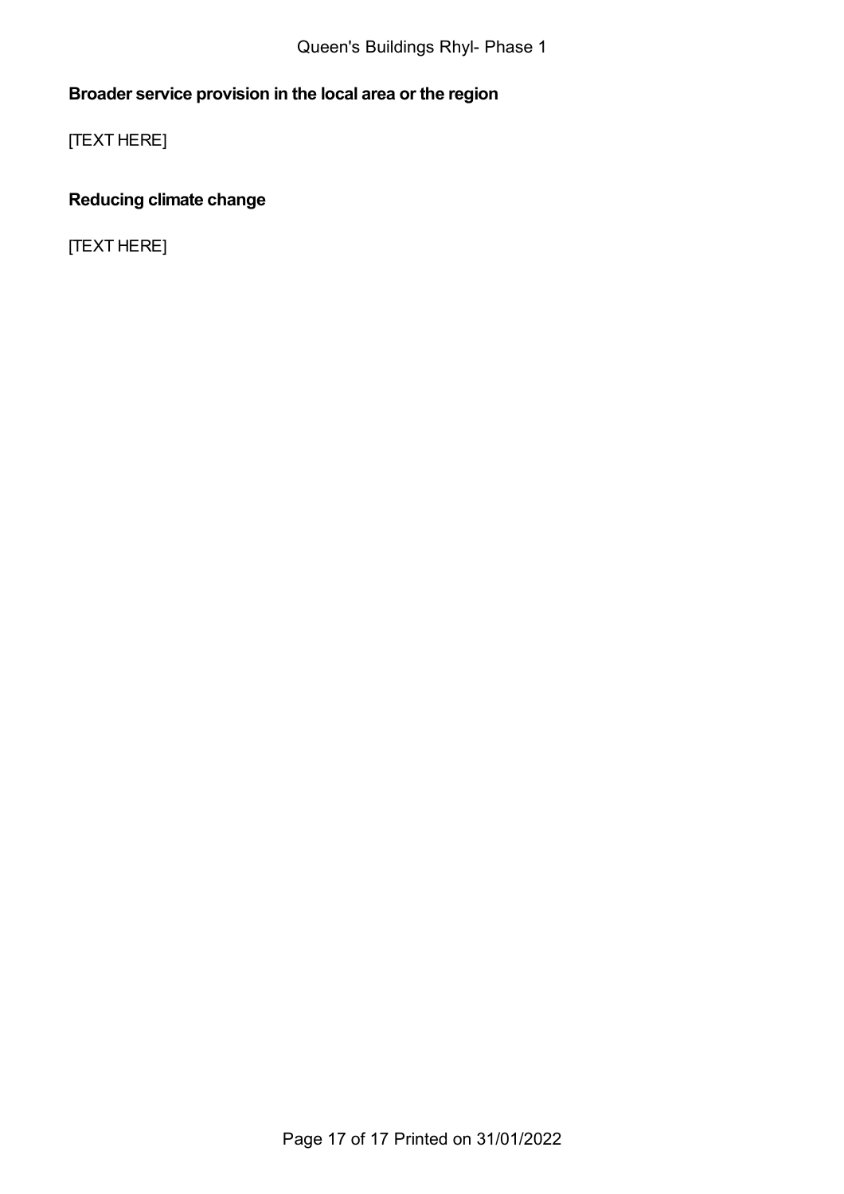**Broader service provision in the local area or the region**

[TEXT HERE]

**Reducing climate change**

[TEXT HERE]